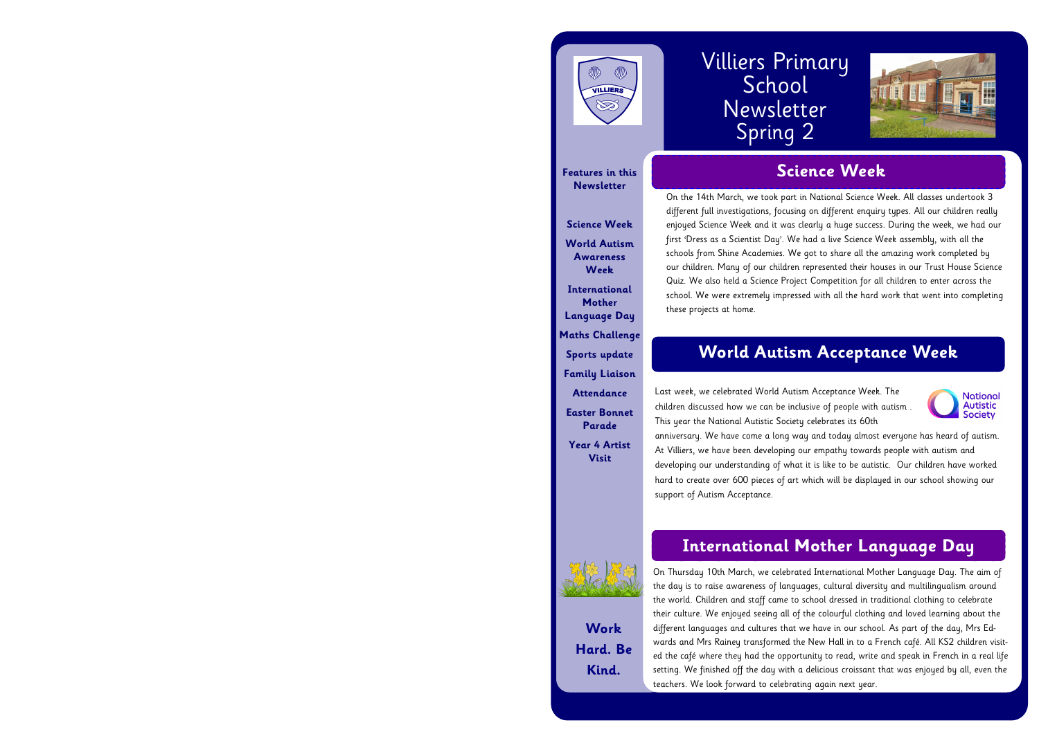# Villiers Primary School Newsletter Spring 2

**Features in this Newsletter**

- Science Week
- World Autism Awareness Week
- International Mother Language Day
- Maths Challenge
- Sports update
- Family Liaison
- Attendance
- Easter Bonnet Parade
- Year 4 Artist Visit

**Work Hard. Be Kind.**

## Science Week

On the 14th March, we took part in National Science Week. All classes undertook 3 different full investigations, focusing on different enquiry types. All our children really enjoyed Science Week and it was clearly a huge success. During the week, we had our first 'Dress as a Scientist Day'. We had a live Science Week assembly, with all the schools from Shine Academies. We got to share all the amazing work completed by our children. Many of our children represented their houses in our Trust House Science Quiz. We also held a Science Project Competition for all children to enter across the school. We were extremely impressed with all the hard work that went into completing these projects at home.

## World Autism Acceptance Week

Last week, we celebrated World Autism Acceptance Week. The children discussed how we can be inclusive of people with autism . This year the National Autistic Society celebrates its 60th anniversary. We have come a long way and today almost everyone has heard of autism. At Villiers, we have been developing our empathy towards people with autism and developing our understanding of what it is like to be autistic. Our children have worked hard to create over 600 pieces of art which will be displayed in our school showing our support of Autism Acceptance.

## International Mother Language Day

On Thursday 10th March, we celebrated International Mother Language Day. The aim of the day is to raise awareness of languages, cultural diversity and multilingualism around the world. Children and staff came to school dressed in traditional clothing to celebrate their culture. We enjoyed seeing all of the colourful clothing and loved learning about the different languages and cultures that we have in our school. As part of the day, Mrs Edwards and Mrs Rainey transformed the New Hall in to a French café. All KS2 children visited the café where they had the opportunity to read, write and speak in French in a real life setting. We finished off the day with a delicious croissant that was enjoyed by all, even the teachers. We look forward to celebrating again next year.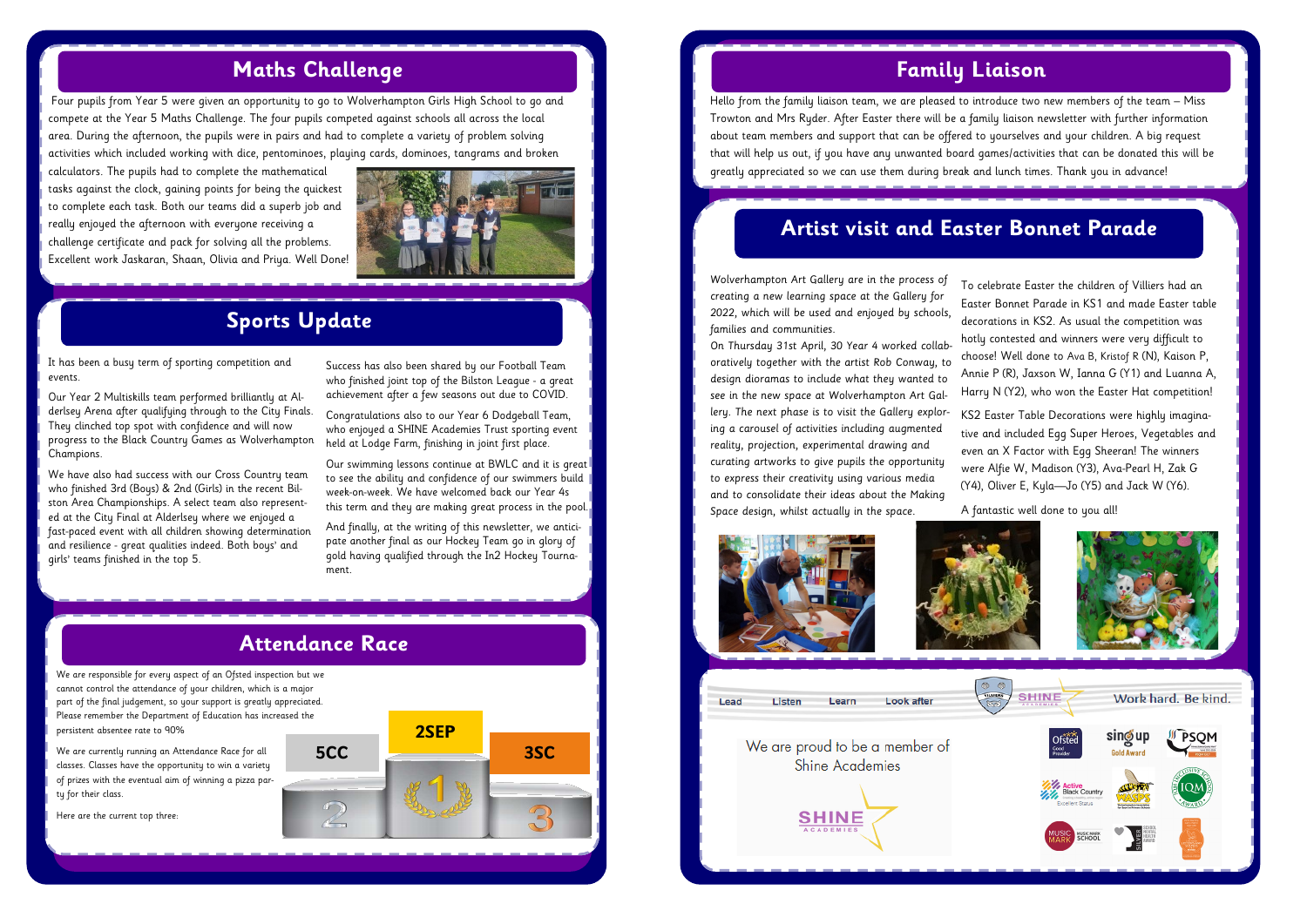## Maths Challenge

Four pupils from Year 5 were given an opportunity to go to Wolverhampton Girls High School to go and compete at the Year 5 Maths Challenge. The four pupils competed against schools all across the local area. During the afternoon, the pupils were in pairs and had to complete a variety of problem solving activities which included working with dice, pentominoes, playing cards, dominoes, tangrams and broken calculators. The pupils had to complete the mathematical tasks against the clock, gaining points for being the quickest to complete each task. Both our teams did a superb job and really enjoyed the afternoon with everyone receiving a challenge certificate and pack for solving all the problems. Excellent work Jaskaran, Shaan, Olivia and Priya. Well Done!

## Sports Update

It has been a busy term of sporting competition and events.

Our Year 2 Multiskills team performed brilliantly at Aldersley Arena after qualifying through to the City Finals. They clinched top spot with confidence and will now progress to the Black Country Games as Wolverhampton Champions.

We have also had success with our Cross Country team who finished 3rd (Boys) & 2nd (Girls) in the recent Bilston Area Championships. A select team also represented at the City Final at Aldersley where we enjoyed a fast-paced event with all children showing determination and resilience - great qualities indeed. Both boys' and girls' teams finished in the top 5.

Success has also been shared by our Football Team who finished joint top of the Bilston League - a great achievement after a few seasons out due to COVID.

Congratulations also to our Year 6 Dodgeball Team, who enjoyed a SHINE Academies Trust sporting event held at Lodge Farm, finishing in joint first place.

Our swimming lessons continue at BWLC and it is great to see the ability and confidence of our swimmers build week-on-week. We have welcomed back our Year 4s this term and they are making great process in the pool.

And finally, at the writing of this newsletter, we anticipate another final as our Hockey Team go in glory of gold having qualified through the In2 Hockey Tournament.

## Attendance Race

We are responsible for every aspect of an Ofsted inspection but we cannot control the attendance of your children, which is a major part of the final judgement, so your support is greatly appreciated. Please remember the Department of Education has increased the persistent absentee rate to 90%

We are currently running an Attendance Race for all classes. Classes have the opportunity to win a variety of prizes with the eventual aim of winning a pizza party for their class.

Here are the current top three:

2SEP
5CC
3SC

## Family Liaison

Hello from the family liaison team, we are pleased to introduce two new members of the team – Miss Trowton and Mrs Ryder. After Easter there will be a family liaison newsletter with further information about team members and support that can be offered to yourselves and your children. A big request that will help us out, if you have any unwanted board games/activities that can be donated this will be greatly appreciated so we can use them during break and lunch times. Thank you in advance!

## Artist visit and Easter Bonnet Parade

Wolverhampton Art Gallery are in the process of creating a new learning space at the Gallery for 2022, which will be used and enjoyed by schools, families and communities.

On Thursday 31st April, 30 Year 4 worked collaboratively together with the artist Rob Conway, to design dioramas to include what they wanted to see in the new space at Wolverhampton Art Gallery. The next phase is to visit the Gallery exploring a carousel of activities including augmented reality, projection, experimental drawing and curating artworks to give pupils the opportunity to express their creativity using various media and to consolidate their ideas about the Making Space design, whilst actually in the space.

To celebrate Easter the children of Villiers had an Easter Bonnet Parade in KS1 and made Easter table decorations in KS2. As usual the competition was hotly contested and winners were very difficult to choose! Well done to Ava B, Kristof R (N), Kaison P, Annie P (R), Jaxson W, Ianna G (Y1) and Luanna A, Harry N (Y2), who won the Easter Hat competition!

KS2 Easter Table Decorations were highly imaginative and included Egg Super Heroes, Vegetables and even an X Factor with Egg Sheeran! The winners were Alfie W, Madison (Y3), Ava-Pearl H, Zak G (Y4), Oliver E, Kyla—Jo (Y5) and Jack W (Y6).

A fantastic well done to you all!

Lead Listen Learn Look after

Work hard. Be kind.

We are proud to be a member of Shine Academies